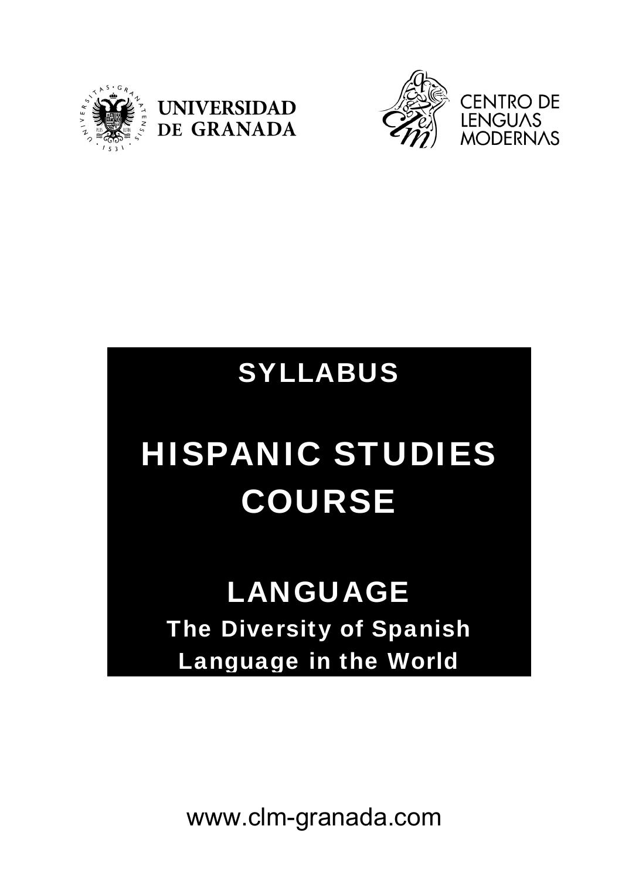UNIVERSIDAD DE GRANADA

CENTRO DE LENGUAS MODERNAS

# SYLLABUS

# HISPANIC STUDIES COURSE

## LANGUAGE

### The Diversity of Spanish Language in the World

www.clm-granada.com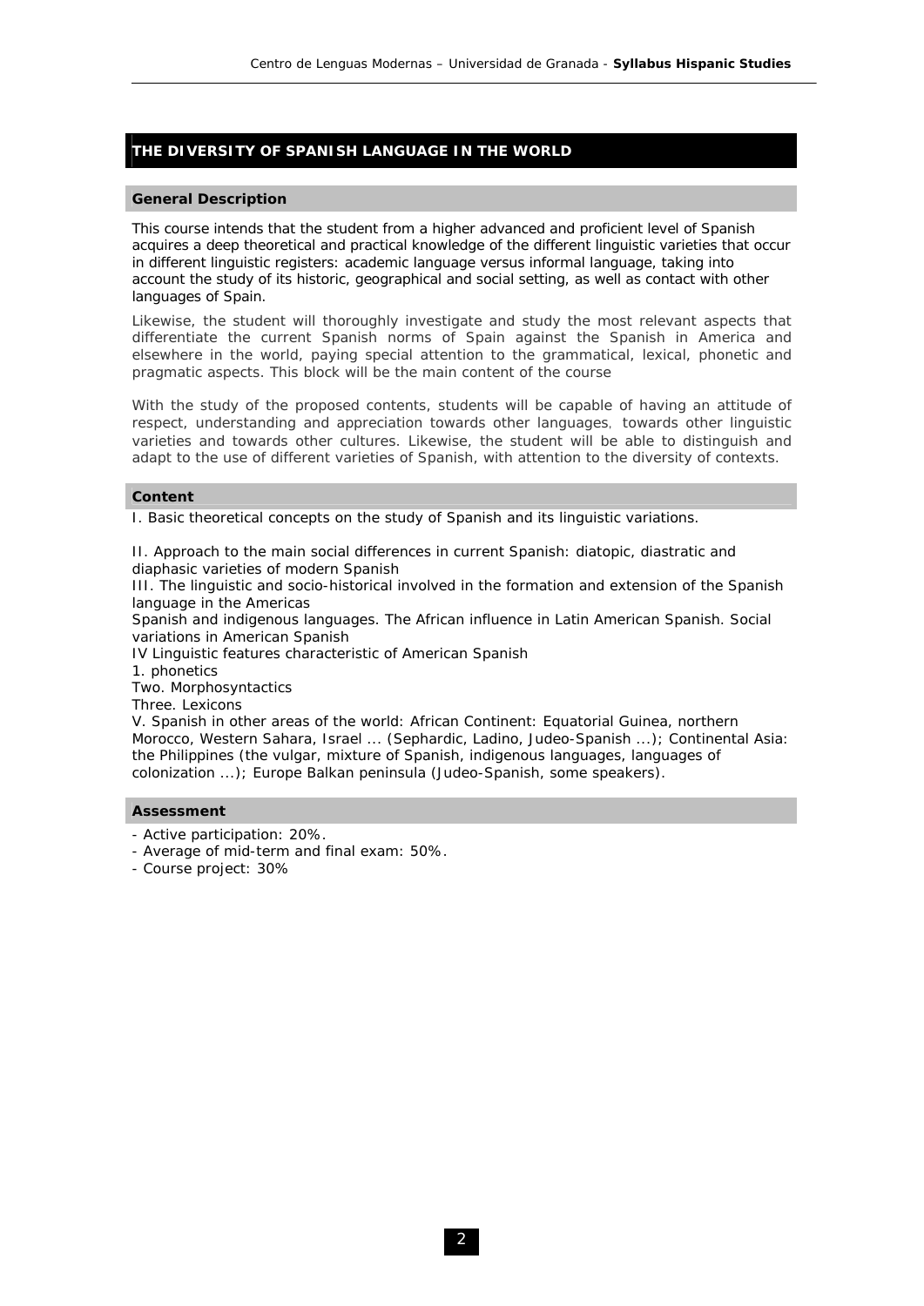# THE DIVERSITY OF SPANISH LANGUAGE IN THE WORLD

## General Description

This course intends that the student from a higher advanced and proficient level of Spanish acquires a deep theoretical and practical knowledge of the different linguistic varieties that occur in different linguistic registers: academic language versus informal language, taking into account the study of its historic, geographical and social setting, as well as contact with other languages of Spain.

Likewise, the student will thoroughly investigate and study the most relevant aspects that differentiate the current Spanish norms of Spain against the Spanish in America and elsewhere in the world, paying special attention to the grammatical, lexical, phonetic and pragmatic aspects. This block will be the main content of the course

With the study of the proposed contents, students will be capable of having an attitude of respect, understanding and appreciation towards other languages, towards other linguistic varieties and towards other cultures. Likewise, the student will be able to distinguish and adapt to the use of different varieties of Spanish, with attention to the diversity of contexts.

## Content

I. Basic theoretical concepts on the study of Spanish and its linguistic variations.

II. Approach to the main social differences in current Spanish: diatopic, diastratic and diaphasic varieties of modern Spanish
III. The linguistic and socio-historical involved in the formation and extension of the Spanish language in the Americas
Spanish and indigenous languages. The African influence in Latin American Spanish. Social variations in American Spanish
IV Linguistic features characteristic of American Spanish
1. phonetics
Two. Morphosyntactics
Three. Lexicons
V. Spanish in other areas of the world: African Continent: Equatorial Guinea, northern Morocco, Western Sahara, Israel ... (Sephardic, Ladino, Judeo-Spanish ...); Continental Asia: the Philippines (the vulgar, mixture of Spanish, indigenous languages, languages of colonization ...); Europe Balkan peninsula (Judeo-Spanish, some speakers).

## Assessment

- Active participation: 20%.
- Average of mid-term and final exam: 50%.
- Course project: 30%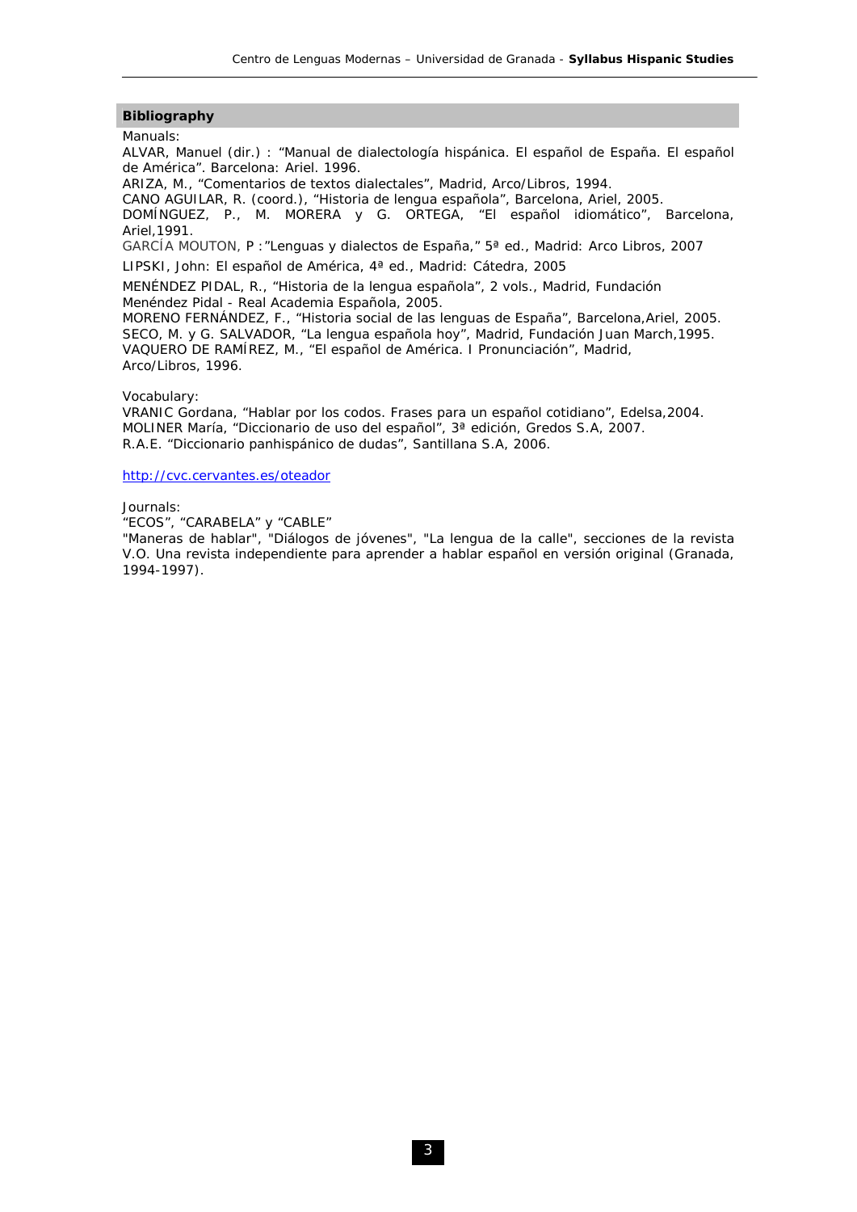## Bibliography

Manuals:

ALVAR, Manuel (dir.) : "Manual de dialectología hispánica. El español de España. El español de América". Barcelona: Ariel. 1996.
ARIZA, M., "Comentarios de textos dialectales", Madrid, Arco/Libros, 1994.
CANO AGUILAR, R. (coord.), "Historia de lengua española", Barcelona, Ariel, 2005.
DOMÍNGUEZ, P., M. MORERA y G. ORTEGA, "El español idiomático", Barcelona, Ariel,1991.
GARCÍA MOUTON, P :"Lenguas y dialectos de España," 5ª ed., Madrid: Arco Libros, 2007
LIPSKI, John: El español de América, 4ª ed., Madrid: Cátedra, 2005
MENÉNDEZ PIDAL, R., "Historia de la lengua española", 2 vols., Madrid, Fundación Menéndez Pidal - Real Academia Española, 2005.
MORENO FERNÁNDEZ, F., "Historia social de las lenguas de España", Barcelona,Ariel, 2005.
SECO, M. y G. SALVADOR, "La lengua española hoy", Madrid, Fundación Juan March,1995.
VAQUERO DE RAMÍREZ, M., "El español de América. I Pronunciación", Madrid, Arco/Libros, 1996.

Vocabulary:

VRANIC Gordana, "Hablar por los codos. Frases para un español cotidiano", Edelsa,2004.
MOLINER María, "Diccionario de uso del español", 3ª edición, Gredos S.A, 2007.
R.A.E. "Diccionario panhispánico de dudas", Santillana S.A, 2006.

http://cvc.cervantes.es/oteador

Journals:

"ECOS", "CARABELA" y "CABLE"
"Maneras de hablar", "Diálogos de jóvenes", "La lengua de la calle", secciones de la revista V.O. Una revista independiente para aprender a hablar español en versión original (Granada, 1994-1997).